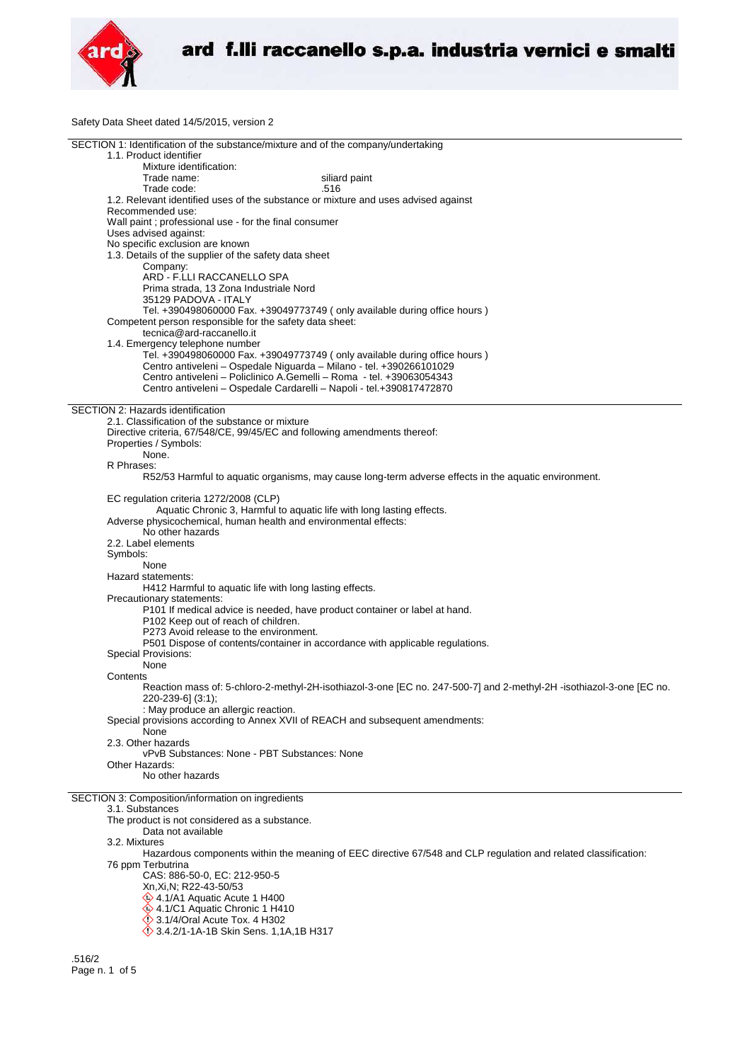Safety Data Sheet dated 14/5/2015, version 2

## SECTION 1: Identification of the substance/mixture and of the company/undertaking

1.1. Product identifier

Mixture identification:

Trade name: siliard paint

Trade code: .516

1.2. Relevant identified uses of the substance or mixture and uses advised against

Recommended use:

Wall paint ; professional use - for the final consumer

Uses advised against:

No specific exclusion are known

1.3. Details of the supplier of the safety data sheet

Company:

ARD - F.LLI RACCANELLO SPA
Prima strada, 13 Zona Industriale Nord
35129 PADOVA - ITALY
Tel. +390498060000 Fax. +39049773749 ( only available during office hours )

Competent person responsible for the safety data sheet:

tecnica@ard-raccanello.it

1.4. Emergency telephone number

Tel. +390498060000 Fax. +39049773749 ( only available during office hours )
Centro antiveleni – Ospedale Niguarda – Milano - tel. +390266101029
Centro antiveleni – Policlinico A.Gemelli – Roma - tel. +39063054343
Centro antiveleni – Ospedale Cardarelli – Napoli - tel.+390817472870

## SECTION 2: Hazards identification

2.1. Classification of the substance or mixture

Directive criteria, 67/548/CE, 99/45/EC and following amendments thereof:

Properties / Symbols:

None.

R Phrases:

R52/53 Harmful to aquatic organisms, may cause long-term adverse effects in the aquatic environment.

EC regulation criteria 1272/2008 (CLP)

Aquatic Chronic 3, Harmful to aquatic life with long lasting effects.

Adverse physicochemical, human health and environmental effects:

No other hazards

2.2. Label elements

Symbols:

None

Hazard statements:

H412 Harmful to aquatic life with long lasting effects.

Precautionary statements:

P101 If medical advice is needed, have product container or label at hand.
P102 Keep out of reach of children.
P273 Avoid release to the environment.
P501 Dispose of contents/container in accordance with applicable regulations.

Special Provisions:

None

Contents

Reaction mass of: 5-chloro-2-methyl-2H-isothiazol-3-one [EC no. 247-500-7] and 2-methyl-2H -isothiazol-3-one [EC no. 220-239-6] (3:1);
: May produce an allergic reaction.

Special provisions according to Annex XVII of REACH and subsequent amendments:

None

2.3. Other hazards

vPvB Substances: None - PBT Substances: None

Other Hazards:

No other hazards

## SECTION 3: Composition/information on ingredients

3.1. Substances

The product is not considered as a substance.

Data not available

3.2. Mixtures

Hazardous components within the meaning of EEC directive 67/548 and CLP regulation and related classification:

76 ppm Terbutrina

CAS: 886-50-0, EC: 212-950-5
Xn,Xi,N; R22-43-50/53
4.1/A1 Aquatic Acute 1 H400
4.1/C1 Aquatic Chronic 1 H410
3.1/4/Oral Acute Tox. 4 H302
3.4.2/1-1A-1B Skin Sens. 1,1A,1B H317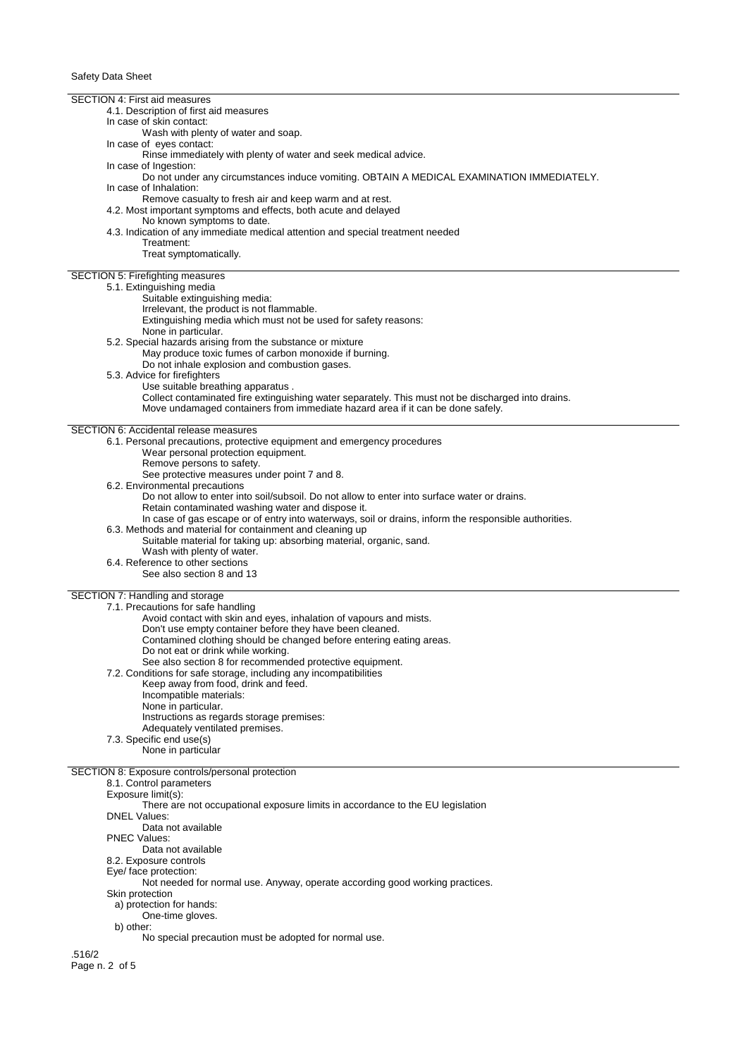## SECTION 4: First aid measures

### 4.1. Description of first aid measures

In case of skin contact:

Wash with plenty of water and soap.

In case of eyes contact:

Rinse immediately with plenty of water and seek medical advice.

In case of Ingestion:

Do not under any circumstances induce vomiting. OBTAIN A MEDICAL EXAMINATION IMMEDIATELY.

In case of Inhalation:

Remove casualty to fresh air and keep warm and at rest.

### 4.2. Most important symptoms and effects, both acute and delayed

No known symptoms to date.

### 4.3. Indication of any immediate medical attention and special treatment needed

Treatment:

Treat symptomatically.

## SECTION 5: Firefighting measures

### 5.1. Extinguishing media

Suitable extinguishing media:

Irrelevant, the product is not flammable.

Extinguishing media which must not be used for safety reasons:

None in particular.

### 5.2. Special hazards arising from the substance or mixture

May produce toxic fumes of carbon monoxide if burning.

Do not inhale explosion and combustion gases.

### 5.3. Advice for firefighters

Use suitable breathing apparatus .

Collect contaminated fire extinguishing water separately. This must not be discharged into drains.

Move undamaged containers from immediate hazard area if it can be done safely.

## SECTION 6: Accidental release measures

### 6.1. Personal precautions, protective equipment and emergency procedures

Wear personal protection equipment.

Remove persons to safety.

See protective measures under point 7 and 8.

### 6.2. Environmental precautions

Do not allow to enter into soil/subsoil. Do not allow to enter into surface water or drains.

Retain contaminated washing water and dispose it.

In case of gas escape or of entry into waterways, soil or drains, inform the responsible authorities.

### 6.3. Methods and material for containment and cleaning up

Suitable material for taking up: absorbing material, organic, sand.

Wash with plenty of water.

### 6.4. Reference to other sections

See also section 8 and 13

## SECTION 7: Handling and storage

### 7.1. Precautions for safe handling

Avoid contact with skin and eyes, inhalation of vapours and mists.

Don't use empty container before they have been cleaned.

Contamined clothing should be changed before entering eating areas.

Do not eat or drink while working.

See also section 8 for recommended protective equipment.

### 7.2. Conditions for safe storage, including any incompatibilities

Keep away from food, drink and feed.

Incompatible materials:

None in particular.

Instructions as regards storage premises:

Adequately ventilated premises.

### 7.3. Specific end use(s)

None in particular

## SECTION 8: Exposure controls/personal protection

### 8.1. Control parameters

Exposure limit(s):

There are not occupational exposure limits in accordance to the EU legislation

DNEL Values:

Data not available

PNEC Values:

Data not available

### 8.2. Exposure controls

Eye/ face protection:

Not needed for normal use. Anyway, operate according good working practices.

Skin protection

a) protection for hands:

One-time gloves.

b) other:

No special precaution must be adopted for normal use.

.516/2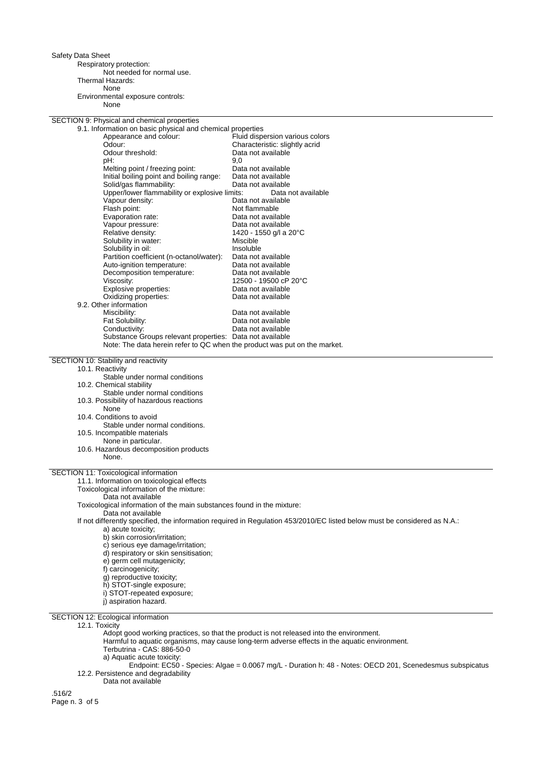Respiratory protection:

Not needed for normal use.

Thermal Hazards:

None

Environmental exposure controls:

None

## SECTION 9: Physical and chemical properties

9.1. Information on basic physical and chemical properties

| Property | Value |
|---|---|
| Appearance and colour: | Fluid dispersion various colors |
| Odour: | Characteristic: slightly acrid |
| Odour threshold: | Data not available |
| pH: | 9,0 |
| Melting point / freezing point: | Data not available |
| Initial boiling point and boiling range: | Data not available |
| Solid/gas flammability: | Data not available |
| Upper/lower flammability or explosive limits: | Data not available |
| Vapour density: | Data not available |
| Flash point: | Not flammable |
| Evaporation rate: | Data not available |
| Vapour pressure: | Data not available |
| Relative density: | 1420 - 1550 g/l a 20°C |
| Solubility in water: | Miscible |
| Solubility in oil: | Insoluble |
| Partition coefficient (n-octanol/water): | Data not available |
| Auto-ignition temperature: | Data not available |
| Decomposition temperature: | Data not available |
| Viscosity: | 12500 - 19500 cP 20°C |
| Explosive properties: | Data not available |
| Oxidizing properties: | Data not available |

9.2. Other information

| Property | Value |
|---|---|
| Miscibility: | Data not available |
| Fat Solubility: | Data not available |
| Conductivity: | Data not available |
| Substance Groups relevant properties: | Data not available |

Note: The data herein refer to QC when the product was put on the market.

## SECTION 10: Stability and reactivity

10.1. Reactivity

Stable under normal conditions

10.2. Chemical stability

Stable under normal conditions

10.3. Possibility of hazardous reactions

None

10.4. Conditions to avoid

Stable under normal conditions.

10.5. Incompatible materials

None in particular.

10.6. Hazardous decomposition products

None.

## SECTION 11: Toxicological information

11.1. Information on toxicological effects

Toxicological information of the mixture:

Data not available

Toxicological information of the main substances found in the mixture:

Data not available

If not differently specified, the information required in Regulation 453/2010/EC listed below must be considered as N.A.:

a) acute toxicity;
b) skin corrosion/irritation;
c) serious eye damage/irritation;
d) respiratory or skin sensitisation;
e) germ cell mutagenicity;
f) carcinogenicity;
g) reproductive toxicity;
h) STOT-single exposure;
i) STOT-repeated exposure;
j) aspiration hazard.

## SECTION 12: Ecological information

12.1. Toxicity

Adopt good working practices, so that the product is not released into the environment.

Harmful to aquatic organisms, may cause long-term adverse effects in the aquatic environment.

Terbutrina - CAS: 886-50-0

a) Aquatic acute toxicity:

Endpoint: EC50 - Species: Algae = 0.0067 mg/L - Duration h: 48 - Notes: OECD 201, Scenedesmus subspicatus

12.2. Persistence and degradability

Data not available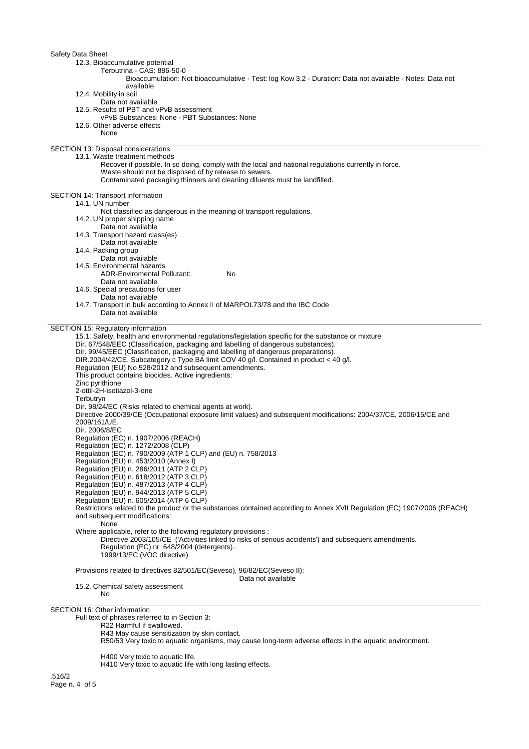12.3. Bioaccumulative potential

Terbutrina - CAS: 886-50-0

Bioaccumulation: Not bioaccumulative - Test: log Kow 3.2 - Duration: Data not available - Notes: Data not available

12.4. Mobility in soil

Data not available

12.5. Results of PBT and vPvB assessment

vPvB Substances: None - PBT Substances: None

12.6. Other adverse effects

None

## SECTION 13: Disposal considerations

13.1. Waste treatment methods

Recover if possible. In so doing, comply with the local and national regulations currently in force.
Waste should not be disposed of by release to sewers.
Contaminated packaging thinners and cleaning diluents must be landfilled.

## SECTION 14: Transport information

14.1. UN number

Not classified as dangerous in the meaning of transport regulations.

14.2. UN proper shipping name

Data not available

14.3. Transport hazard class(es)

Data not available

14.4. Packing group

Data not available

14.5. Environmental hazards

ADR-Enviromental Pollutant: No

Data not available

14.6. Special precautions for user

Data not available

14.7. Transport in bulk according to Annex II of MARPOL73/78 and the IBC Code

Data not available

## SECTION 15: Regulatory information

15.1. Safety, health and environmental regulations/legislation specific for the substance or mixture

Dir. 67/548/EEC (Classification, packaging and labelling of dangerous substances).
Dir. 99/45/EEC (Classification, packaging and labelling of dangerous preparations).
DIR.2004/42/CE. Subcategory c Type BA limit COV 40 g/l. Contained in product < 40 g/l.
Regulation (EU) No 528/2012 and subsequent amendments.
This product contains biocides. Active ingredients:
Zinc pyrithione
2-ottil-2H-isotiazol-3-one
Terbutryn
Dir. 98/24/EC (Risks related to chemical agents at work).
Directive 2000/39/CE (Occupational exposure limit values) and subsequent modifications: 2004/37/CE, 2006/15/CE and 2009/161/UE.
Dir. 2006/8/EC
Regulation (EC) n. 1907/2006 (REACH)
Regulation (EC) n. 1272/2008 (CLP)
Regulation (EC) n. 790/2009 (ATP 1 CLP) and (EU) n. 758/2013
Regulation (EU) n. 453/2010 (Annex I)
Regulation (EU) n. 286/2011 (ATP 2 CLP)
Regulation (EU) n. 618/2012 (ATP 3 CLP)
Regulation (EU) n. 487/2013 (ATP 4 CLP)
Regulation (EU) n. 944/2013 (ATP 5 CLP)
Regulation (EU) n. 605/2014 (ATP 6 CLP)
Restrictions related to the product or the substances contained according to Annex XVII Regulation (EC) 1907/2006 (REACH) and subsequent modifications:

None

Where applicable, refer to the following regulatory provisions :

Directive 2003/105/CE ('Activities linked to risks of serious accidents') and subsequent amendments.
Regulation (EC) nr 648/2004 (detergents).
1999/13/EC (VOC directive)

Provisions related to directives 82/501/EC(Seveso), 96/82/EC(Seveso II):

Data not available

15.2. Chemical safety assessment

No

## SECTION 16: Other information

Full text of phrases referred to in Section 3:

R22 Harmful if swallowed.
R43 May cause sensitization by skin contact.
R50/53 Very toxic to aquatic organisms, may cause long-term adverse effects in the aquatic environment.

H400 Very toxic to aquatic life.
H410 Very toxic to aquatic life with long lasting effects.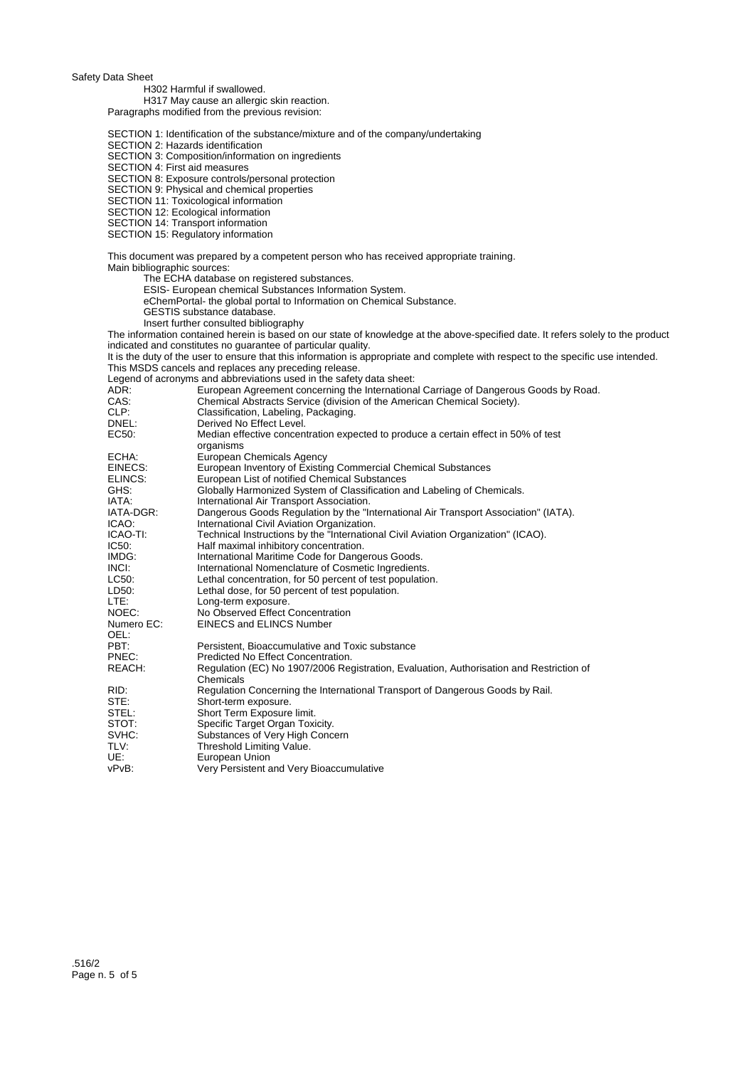H302 Harmful if swallowed.

H317 May cause an allergic skin reaction.

Paragraphs modified from the previous revision:

SECTION 1: Identification of the substance/mixture and of the company/undertaking
SECTION 2: Hazards identification
SECTION 3: Composition/information on ingredients
SECTION 4: First aid measures
SECTION 8: Exposure controls/personal protection
SECTION 9: Physical and chemical properties
SECTION 11: Toxicological information
SECTION 12: Ecological information
SECTION 14: Transport information
SECTION 15: Regulatory information

This document was prepared by a competent person who has received appropriate training.

Main bibliographic sources:

The ECHA database on registered substances.
ESIS- European chemical Substances Information System.
eChemPortal- the global portal to Information on Chemical Substance.
GESTIS substance database.
Insert further consulted bibliography

The information contained herein is based on our state of knowledge at the above-specified date. It refers solely to the product indicated and constitutes no guarantee of particular quality.

It is the duty of the user to ensure that this information is appropriate and complete with respect to the specific use intended.

This MSDS cancels and replaces any preceding release.

Legend of acronyms and abbreviations used in the safety data sheet:

| | |
|---|---|
| ADR: | European Agreement concerning the International Carriage of Dangerous Goods by Road. |
| CAS: | Chemical Abstracts Service (division of the American Chemical Society). |
| CLP: | Classification, Labeling, Packaging. |
| DNEL: | Derived No Effect Level. |
| EC50: | Median effective concentration expected to produce a certain effect in 50% of test organisms |
| ECHA: | European Chemicals Agency |
| EINECS: | European Inventory of Existing Commercial Chemical Substances |
| ELINCS: | European List of notified Chemical Substances |
| GHS: | Globally Harmonized System of Classification and Labeling of Chemicals. |
| IATA: | International Air Transport Association. |
| IATA-DGR: | Dangerous Goods Regulation by the "International Air Transport Association" (IATA). |
| ICAO: | International Civil Aviation Organization. |
| ICAO-TI: | Technical Instructions by the "International Civil Aviation Organization" (ICAO). |
| IC50: | Half maximal inhibitory concentration. |
| IMDG: | International Maritime Code for Dangerous Goods. |
| INCI: | International Nomenclature of Cosmetic Ingredients. |
| LC50: | Lethal concentration, for 50 percent of test population. |
| LD50: | Lethal dose, for 50 percent of test population. |
| LTE: | Long-term exposure. |
| NOEC: | No Observed Effect Concentration |
| Numero EC: | EINECS and ELINCS Number |
| OEL: | |
| PBT: | Persistent, Bioaccumulative and Toxic substance |
| PNEC: | Predicted No Effect Concentration. |
| REACH: | Regulation (EC) No 1907/2006 Registration, Evaluation, Authorisation and Restriction of Chemicals |
| RID: | Regulation Concerning the International Transport of Dangerous Goods by Rail. |
| STE: | Short-term exposure. |
| STEL: | Short Term Exposure limit. |
| STOT: | Specific Target Organ Toxicity. |
| SVHC: | Substances of Very High Concern |
| TLV: | Threshold Limiting Value. |
| UE: | European Union |
| vPvB: | Very Persistent and Very Bioaccumulative |